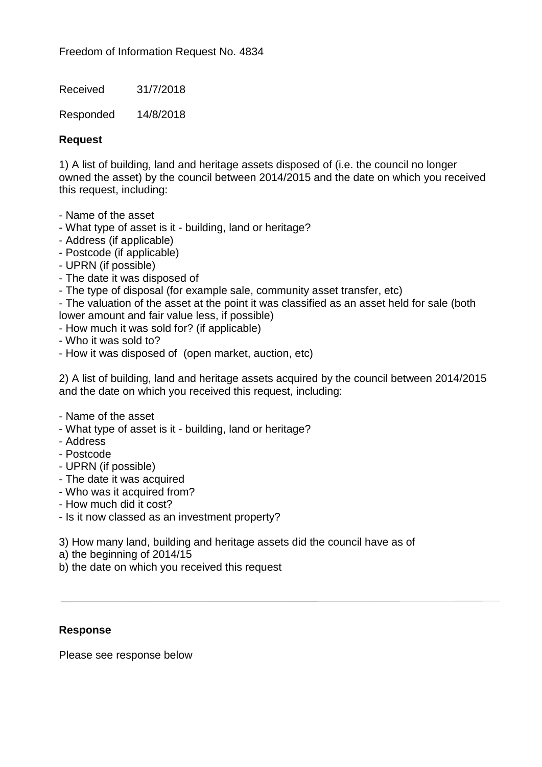Freedom of Information Request No. 4834

Received 31/7/2018

Responded 14/8/2018

**Request**

1) A list of building, land and heritage assets disposed of (i.e. the council no longer owned the asset) by the council between 2014/2015 and the date on which you received this request, including:

- Name of the asset
- What type of asset is it - building, land or heritage?
- Address (if applicable)
- Postcode (if applicable)
- UPRN (if possible)
- The date it was disposed of
- The type of disposal (for example sale, community asset transfer, etc)
- The valuation of the asset at the point it was classified as an asset held for sale (both lower amount and fair value less, if possible)
- How much it was sold for? (if applicable)
- Who it was sold to?
- How it was disposed of (open market, auction, etc)

2) A list of building, land and heritage assets acquired by the council between 2014/2015 and the date on which you received this request, including:

- Name of the asset
- What type of asset is it - building, land or heritage?
- Address
- Postcode
- UPRN (if possible)
- The date it was acquired
- Who was it acquired from?
- How much did it cost?
- Is it now classed as an investment property?

3) How many land, building and heritage assets did the council have as of
a) the beginning of 2014/15
b) the date on which you received this request

---

**Response**

Please see response below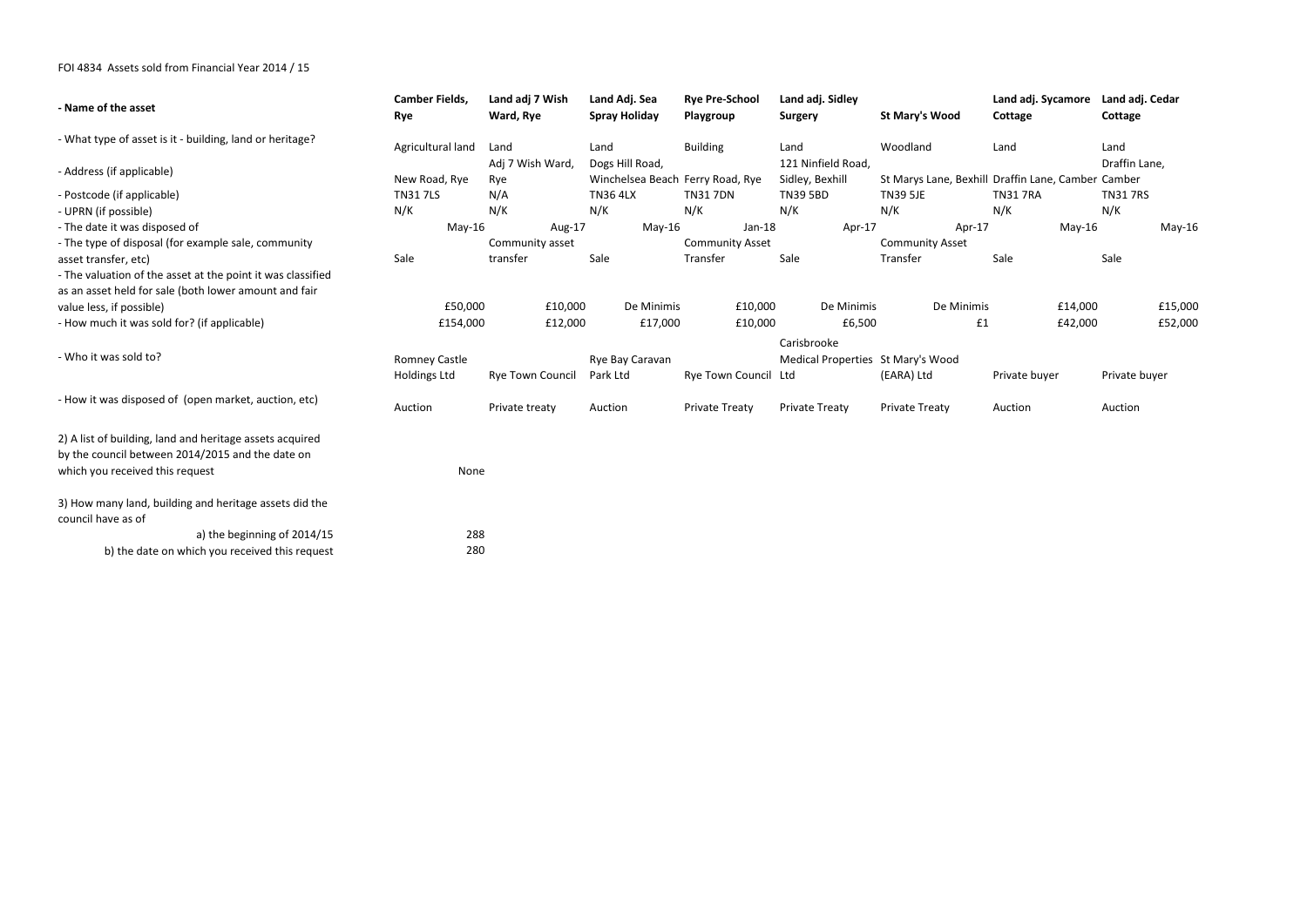FOI 4834 Assets sold from Financial Year 2014 / 15

| - Name of the asset | Camber Fields, Rye | Land adj 7 Wish Ward, Rye | Land Adj. Sea Spray Holiday | Rye Pre-School Playgroup | Land adj. Sidley Surgery | St Mary's Wood | Land adj. Sycamore Cottage | Land adj. Cedar Cottage |
|---|---|---|---|---|---|---|---|---|
| - What type of asset is it - building, land or heritage? | Agricultural land | Land | Land | Building | Land | Woodland | Land | Land |
| - Address (if applicable) | New Road, Rye | Adj 7 Wish Ward, Rye | Dogs Hill Road, Winchelsea Beach | Ferry Road, Rye | 121 Ninfield Road, Sidley, Bexhill | St Marys Lane, Bexhill | Draffin Lane, Camber | Draffin Lane, Camber |
| - Postcode (if applicable) | TN31 7LS | N/A | TN36 4LX | TN31 7DN | TN39 5BD | TN39 5JE | TN31 7RA | TN31 7RS |
| - UPRN (if possible) | N/K | N/K | N/K | N/K | N/K | N/K | N/K | N/K |
| - The date it was disposed of | May-16 | Aug-17 | May-16 | Jan-18 | Apr-17 | Apr-17 | May-16 | May-16 |
| - The type of disposal (for example sale, community asset transfer, etc) | Sale | Community asset transfer | Sale | Community Asset Transfer | Sale | Community Asset Transfer | Sale | Sale |
| - The valuation of the asset at the point it was classified as an asset held for sale (both lower amount and fair value less, if possible) | £50,000 | £10,000 | De Minimis | £10,000 | De Minimis | De Minimis | £14,000 | £15,000 |
| - How much it was sold for? (if applicable) | £154,000 | £12,000 | £17,000 | £10,000 | £6,500 | £1 | £42,000 | £52,000 |
| - Who it was sold to? | Romney Castle Holdings Ltd | Rye Town Council | Rye Bay Caravan Park Ltd | Rye Town Council | Carisbrooke Medical Properties Ltd | St Mary's Wood (EARA) Ltd | Private buyer | Private buyer |
| - How it was disposed of (open market, auction, etc) | Auction | Private treaty | Auction | Private Treaty | Private Treaty | Private Treaty | Auction | Auction |

| | |
|---|---|
| 2) A list of building, land and heritage assets acquired by the council between 2014/2015 and the date on which you received this request | None |
| 3) How many land, building and heritage assets did the council have as of | |
| a) the beginning of 2014/15 | 288 |
| b) the date on which you received this request | 280 |